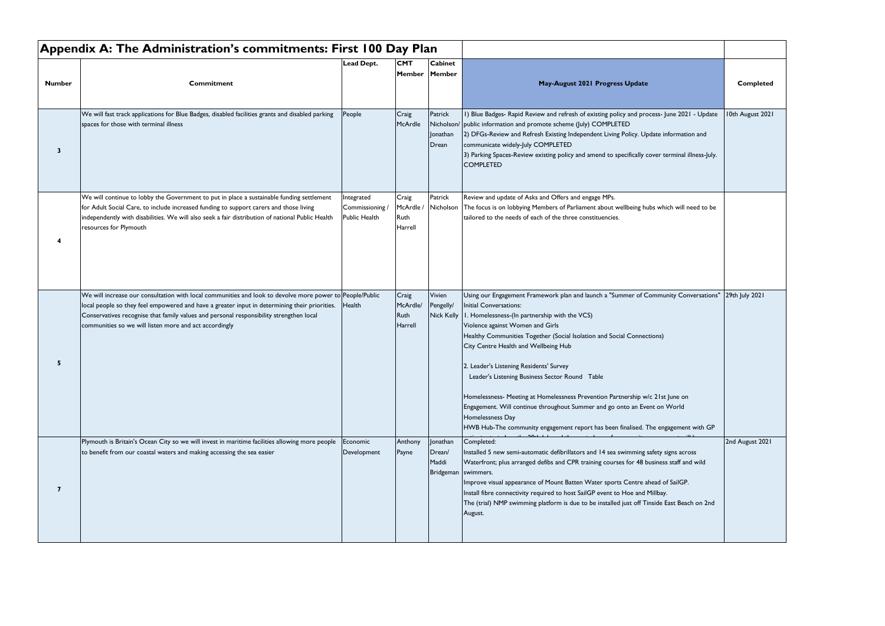# Appendix A: The Administration's commitments: First 100 Day Plan

| Number | Commitment | Lead Dept. | CMT Member | Cabinet Member | May-August 2021 Progress Update | Completed |
|---|---|---|---|---|---|---|
| 3 | We will fast track applications for Blue Badges, disabled facilities grants and disabled parking spaces for those with terminal illness | People | Craig McArdle | Patrick Nicholson/ Jonathan Drean | 1) Blue Badges- Rapid Review and refresh of existing policy and process- June 2021 - Update public information and promote scheme (July) COMPLETED<br>2) DFGs-Review and Refresh Existing Independent Living Policy. Update information and communicate widely-July COMPLETED<br>3) Parking Spaces-Review existing policy and amend to specifically cover terminal illness-July. COMPLETED | 10th August 2021 |
| 4 | We will continue to lobby the Government to put in place a sustainable funding settlement for Adult Social Care, to include increased funding to support carers and those living independently with disabilities. We will also seek a fair distribution of national Public Health resources for Plymouth | Integrated Commissioning / Public Health | Craig McArdle / Ruth Harrell | Patrick Nicholson | Review and update of Asks and Offers and engage MPs.<br>The focus is on lobbying Members of Parliament about wellbeing hubs which will need to be tailored to the needs of each of the three constituencies. | |
| 5 | We will increase our consultation with local communities and look to devolve more power to local people so they feel empowered and have a greater input in determining their priorities. Conservatives recognise that family values and personal responsibility strengthen local communities so we will listen more and act accordingly | People/Public Health | Craig McArdle/ Ruth Harrell | Vivien Pengelly/ Nick Kelly | Using our Engagement Framework plan and launch a "Summer of Community Conversations"<br>Initial Conversations:<br>1. Homelessness-(In partnership with the VCS)<br>Violence against Women and Girls<br>Healthy Communities Together (Social Isolation and Social Connections)<br>City Centre Health and Wellbeing Hub<br><br>2. Leader's Listening Residents' Survey<br>Leader's Listening Business Sector Round Table<br><br>Homelessness- Meeting at Homelessness Prevention Partnership w/c 21st June on Engagement. Will continue throughout Summer and go onto an Event on World Homelessness Day<br>HWB Hub-The community engagement report has been finalised. The engagement with GP | 29th July 2021 |
| 7 | Plymouth is Britain's Ocean City so we will invest in maritime facilities allowing more people to benefit from our coastal waters and making accessing the sea easier | Economic Development | Anthony Payne | Jonathan Drean/ Maddi Bridgeman | Completed:<br>Installed 5 new semi-automatic defibrillators and 14 sea swimming safety signs across Waterfront; plus arranged defibs and CPR training courses for 48 business staff and wild swimmers.<br>Improve visual appearance of Mount Batten Water sports Centre ahead of SailGP.<br>Install fibre connectivity required to host SailGP event to Hoe and Millbay.<br>The (trial) NMP swimming platform is due to be installed just off Tinside East Beach on 2nd August. | 2nd August 2021 |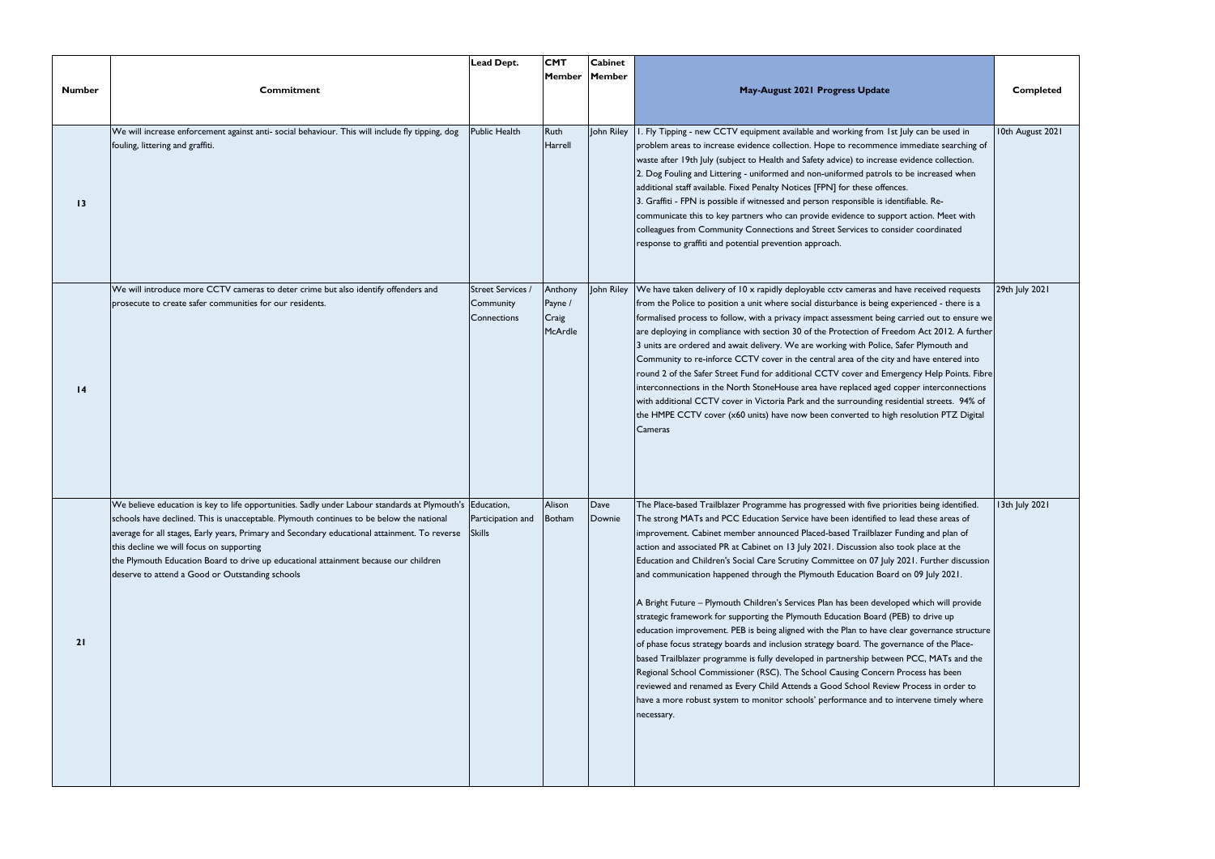| Number | Commitment | Lead Dept. | CMT Member | Cabinet Member | May-August 2021 Progress Update | Completed |
|---|---|---|---|---|---|---|
| 13 | We will increase enforcement against anti- social behaviour. This will include fly tipping, dog fouling, littering and graffiti. | Public Health | Ruth Harrell | John Riley | 1. Fly Tipping - new CCTV equipment available and working from 1st July can be used in problem areas to increase evidence collection. Hope to recommence immediate searching of waste after 19th July (subject to Health and Safety advice) to increase evidence collection.<br>2. Dog Fouling and Littering - uniformed and non-uniformed patrols to be increased when additional staff available. Fixed Penalty Notices [FPN] for these offences.<br>3. Graffiti - FPN is possible if witnessed and person responsible is identifiable. Re-communicate this to key partners who can provide evidence to support action. Meet with colleagues from Community Connections and Street Services to consider coordinated response to graffiti and potential prevention approach. | 10th August 2021 |
| 14 | We will introduce more CCTV cameras to deter crime but also identify offenders and prosecute to create safer communities for our residents. | Street Services / Community Connections | Anthony Payne / Craig McArdle | John Riley | We have taken delivery of 10 x rapidly deployable cctv cameras and have received requests from the Police to position a unit where social disturbance is being experienced - there is a formalised process to follow, with a privacy impact assessment being carried out to ensure we are deploying in compliance with section 30 of the Protection of Freedom Act 2012. A further 3 units are ordered and await delivery. We are working with Police, Safer Plymouth and Community to re-inforce CCTV cover in the central area of the city and have entered into round 2 of the Safer Street Fund for additional CCTV cover and Emergency Help Points. Fibre interconnections in the North StoneHouse area have replaced aged copper interconnections with additional CCTV cover in Victoria Park and the surrounding residential streets. 94% of the HMPE CCTV cover (x60 units) have now been converted to high resolution PTZ Digital Cameras | 29th July 2021 |
| 21 | We believe education is key to life opportunities. Sadly under Labour standards at Plymouth's schools have declined. This is unacceptable. Plymouth continues to be below the national average for all stages, Early years, Primary and Secondary educational attainment. To reverse this decline we will focus on supporting the Plymouth Education Board to drive up educational attainment because our children deserve to attend a Good or Outstanding schools | Education, Participation and Skills | Alison Botham | Dave Downie | The Place-based Trailblazer Programme has progressed with five priorities being identified. The strong MATs and PCC Education Service have been identified to lead these areas of improvement. Cabinet member announced Placed-based Trailblazer Funding and plan of action and associated PR at Cabinet on 13 July 2021. Discussion also took place at the Education and Children's Social Care Scrutiny Committee on 07 July 2021. Further discussion and communication happened through the Plymouth Education Board on 09 July 2021.<br><br>A Bright Future – Plymouth Children's Services Plan has been developed which will provide strategic framework for supporting the Plymouth Education Board (PEB) to drive up education improvement. PEB is being aligned with the Plan to have clear governance structure of phase focus strategy boards and inclusion strategy board. The governance of the Place-based Trailblazer programme is fully developed in partnership between PCC, MATs and the Regional School Commissioner (RSC). The School Causing Concern Process has been reviewed and renamed as Every Child Attends a Good School Review Process in order to have a more robust system to monitor schools' performance and to intervene timely where necessary. | 13th July 2021 |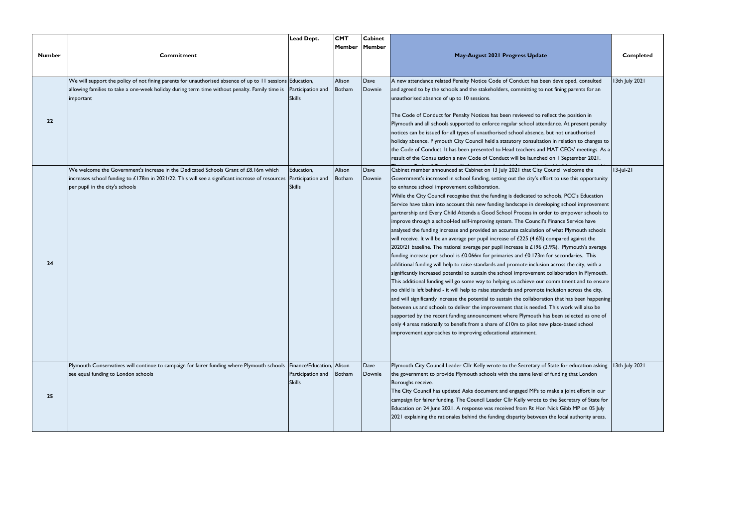| Number | Commitment | Lead Dept. | CMT Member | Cabinet Member | May-August 2021 Progress Update | Completed |
|---|---|---|---|---|---|---|
| 22 | We will support the policy of not fining parents for unauthorised absence of up to 11 sessions allowing families to take a one-week holiday during term time without penalty. Family time is important | Education, Participation and Skills | Alison Botham | Dave Downie | A new attendance related Penalty Notice Code of Conduct has been developed, consulted and agreed to by the schools and the stakeholders, committing to not fining parents for an unauthorised absence of up to 10 sessions.<br><br>The Code of Conduct for Penalty Notices has been reviewed to reflect the position in Plymouth and all schools supported to enforce regular school attendance. At present penalty notices can be issued for all types of unauthorised school absence, but not unauthorised holiday absence. Plymouth City Council held a statutory consultation in relation to changes to the Code of Conduct. It has been presented to Head teachers and MAT CEOs' meetings. As a result of the Consultation a new Code of Conduct will be launched on 1 September 2021. | 13th July 2021 |
| 24 | We welcome the Government's increase in the Dedicated Schools Grant of £8.16m which increases school funding to £178m in 2021/22. This will see a significant increase of resources per pupil in the city's schools | Education, Participation and Skills | Alison Botham | Dave Downie | Cabinet member announced at Cabinet on 13 July 2021 that City Council welcome the Government's increased in school funding, setting out the city's effort to use this opportunity to enhance school improvement collaboration.<br>While the City Council recognise that the funding is dedicated to schools, PCC's Education Service have taken into account this new funding landscape in developing school improvement partnership and Every Child Attends a Good School Process in order to empower schools to improve through a school-led self-improving system. The Council's Finance Service have analysed the funding increase and provided an accurate calculation of what Plymouth schools will receive. It will be an average per pupil increase of £225 (4.6%) compared against the 2020/21 baseline. The national average per pupil increase is £196 (3.9%). Plymouth's average funding increase per school is £0.066m for primaries and £0.173m for secondaries. This additional funding will help to raise standards and promote inclusion across the city, with a significantly increased potential to sustain the school improvement collaboration in Plymouth. This additional funding will go some way to helping us achieve our commitment and to ensure no child is left behind - it will help to raise standards and promote inclusion across the city, and will significantly increase the potential to sustain the collaboration that has been happening between us and schools to deliver the improvement that is needed. This work will also be supported by the recent funding announcement where Plymouth has been selected as one of only 4 areas nationally to benefit from a share of £10m to pilot new place-based school improvement approaches to improving educational attainment. | 13-Jul-21 |
| 25 | Plymouth Conservatives will continue to campaign for fairer funding where Plymouth schools see equal funding to London schools | Finance/Education, Participation and Skills | Alison Botham | Dave Downie | Plymouth City Council Leader Cllr Kelly wrote to the Secretary of State for education asking the government to provide Plymouth schools with the same level of funding that London Boroughs receive.<br>The City Council has updated Asks document and engaged MPs to make a joint effort in our campaign for fairer funding. The Council Leader Cllr Kelly wrote to the Secretary of State for Education on 24 June 2021. A response was received from Rt Hon Nick Gibb MP on 05 July 2021 explaining the rationales behind the funding disparity between the local authority areas. | 13th July 2021 |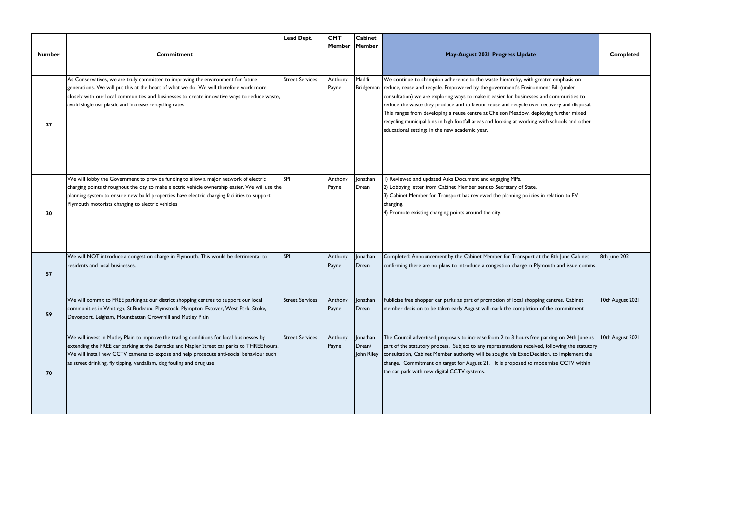| Number | Commitment | Lead Dept. | CMT Member | Cabinet Member | May-August 2021 Progress Update | Completed |
|---|---|---|---|---|---|---|
| 27 | As Conservatives, we are truly committed to improving the environment for future generations. We will put this at the heart of what we do. We will therefore work more closely with our local communities and businesses to create innovative ways to reduce waste, avoid single use plastic and increase re-cycling rates | Street Services | Anthony Payne | Maddi Bridgeman | We continue to champion adherence to the waste hierarchy, with greater emphasis on reduce, reuse and recycle. Empowered by the government's Environment Bill (under consultation) we are exploring ways to make it easier for businesses and communities to reduce the waste they produce and to favour reuse and recycle over recovery and disposal. This ranges from developing a reuse centre at Chelson Meadow, deploying further mixed recycling municipal bins in high footfall areas and looking at working with schools and other educational settings in the new academic year. | |
| 30 | We will lobby the Government to provide funding to allow a major network of electric charging points throughout the city to make electric vehicle ownership easier. We will use the planning system to ensure new build properties have electric charging facilities to support Plymouth motorists changing to electric vehicles | SPI | Anthony Payne | Jonathan Drean | 1) Reviewed and updated Asks Document and engaging MPs.<br>2) Lobbying letter from Cabinet Member sent to Secretary of State.<br>3) Cabinet Member for Transport has reviewed the planning policies in relation to EV charging.<br>4) Promote existing charging points around the city. | |
| 57 | We will NOT introduce a congestion charge in Plymouth. This would be detrimental to residents and local businesses. | SPI | Anthony Payne | Jonathan Drean | Completed: Announcement by the Cabinet Member for Transport at the 8th June Cabinet confirming there are no plans to introduce a congestion charge in Plymouth and issue comms. | 8th June 2021 |
| 59 | We will commit to FREE parking at our district shopping centres to support our local communities in Whitlegh, St.Budeaux, Plymstock, Plympton, Estover, West Park, Stoke, Devonport, Leigham, Mountbatten Crownhill and Mutley Plain | Street Services | Anthony Payne | Jonathan Drean | Publicise free shopper car parks as part of promotion of local shopping centres. Cabinet member decision to be taken early August will mark the completion of the commitment | 10th August 2021 |
| 70 | We will invest in Mutley Plain to improve the trading conditions for local businesses by extending the FREE car parking at the Barracks and Napier Street car parks to THREE hours. We will install new CCTV cameras to expose and help prosecute anti-social behaviour such as street drinking, fly tipping, vandalism, dog fouling and drug use | Street Services | Anthony Payne | Jonathan Drean/ John Riley | The Council advertised proposals to increase from 2 to 3 hours free parking on 24th June as part of the statutory process. Subject to any representations received, following the statutory consultation, Cabinet Member authority will be sought, via Exec Decision, to implement the change. Commitment on target for August 21. It is proposed to modernise CCTV within the car park with new digital CCTV systems. | 10th August 2021 |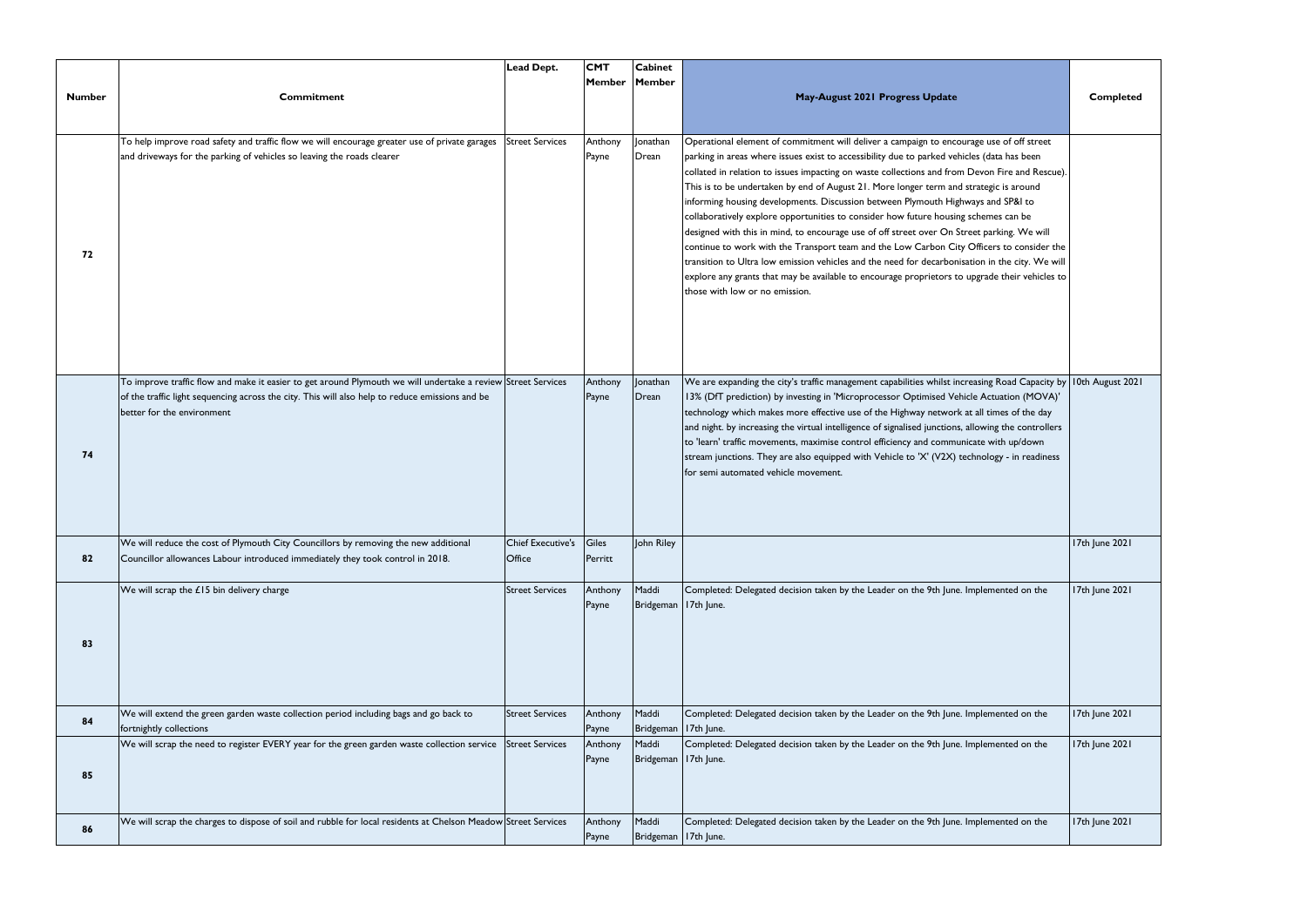| Number | Commitment | Lead Dept. | CMT Member | Cabinet Member | May-August 2021 Progress Update | Completed |
|---|---|---|---|---|---|---|
| 72 | To help improve road safety and traffic flow we will encourage greater use of private garages and driveways for the parking of vehicles so leaving the roads clearer | Street Services | Anthony Payne | Jonathan Drean | Operational element of commitment will deliver a campaign to encourage use of off street parking in areas where issues exist to accessibility due to parked vehicles (data has been collated in relation to issues impacting on waste collections and from Devon Fire and Rescue). This is to be undertaken by end of August 21. More longer term and strategic is around informing housing developments. Discussion between Plymouth Highways and SP&I to collaboratively explore opportunities to consider how future housing schemes can be designed with this in mind, to encourage use of off street over On Street parking. We will continue to work with the Transport team and the Low Carbon City Officers to consider the transition to Ultra low emission vehicles and the need for decarbonisation in the city. We will explore any grants that may be available to encourage proprietors to upgrade their vehicles to those with low or no emission. | |
| 74 | To improve traffic flow and make it easier to get around Plymouth we will undertake a review of the traffic light sequencing across the city. This will also help to reduce emissions and be better for the environment | Street Services | Anthony Payne | Jonathan Drean | We are expanding the city's traffic management capabilities whilst increasing Road Capacity by 13% (DfT prediction) by investing in 'Microprocessor Optimised Vehicle Actuation (MOVA)' technology which makes more effective use of the Highway network at all times of the day and night. by increasing the virtual intelligence of signalised junctions, allowing the controllers to 'learn' traffic movements, maximise control efficiency and communicate with up/down stream junctions. They are also equipped with Vehicle to 'X' (V2X) technology - in readiness for semi automated vehicle movement. | 10th August 2021 |
| 82 | We will reduce the cost of Plymouth City Councillors by removing the new additional Councillor allowances Labour introduced immediately they took control in 2018. | Chief Executive's Office | Giles Perritt | John Riley | | 17th June 2021 |
| 83 | We will scrap the £15 bin delivery charge | Street Services | Anthony Payne | Maddi Bridgeman | Completed: Delegated decision taken by the Leader on the 9th June. Implemented on the 17th June. | 17th June 2021 |
| 84 | We will extend the green garden waste collection period including bags and go back to fortnightly collections | Street Services | Anthony Payne | Maddi Bridgeman | Completed: Delegated decision taken by the Leader on the 9th June. Implemented on the 17th June. | 17th June 2021 |
| 85 | We will scrap the need to register EVERY year for the green garden waste collection service | Street Services | Anthony Payne | Maddi Bridgeman | Completed: Delegated decision taken by the Leader on the 9th June. Implemented on the 17th June. | 17th June 2021 |
| 86 | We will scrap the charges to dispose of soil and rubble for local residents at Chelson Meadow | Street Services | Anthony Payne | Maddi Bridgeman | Completed: Delegated decision taken by the Leader on the 9th June. Implemented on the 17th June. | 17th June 2021 |